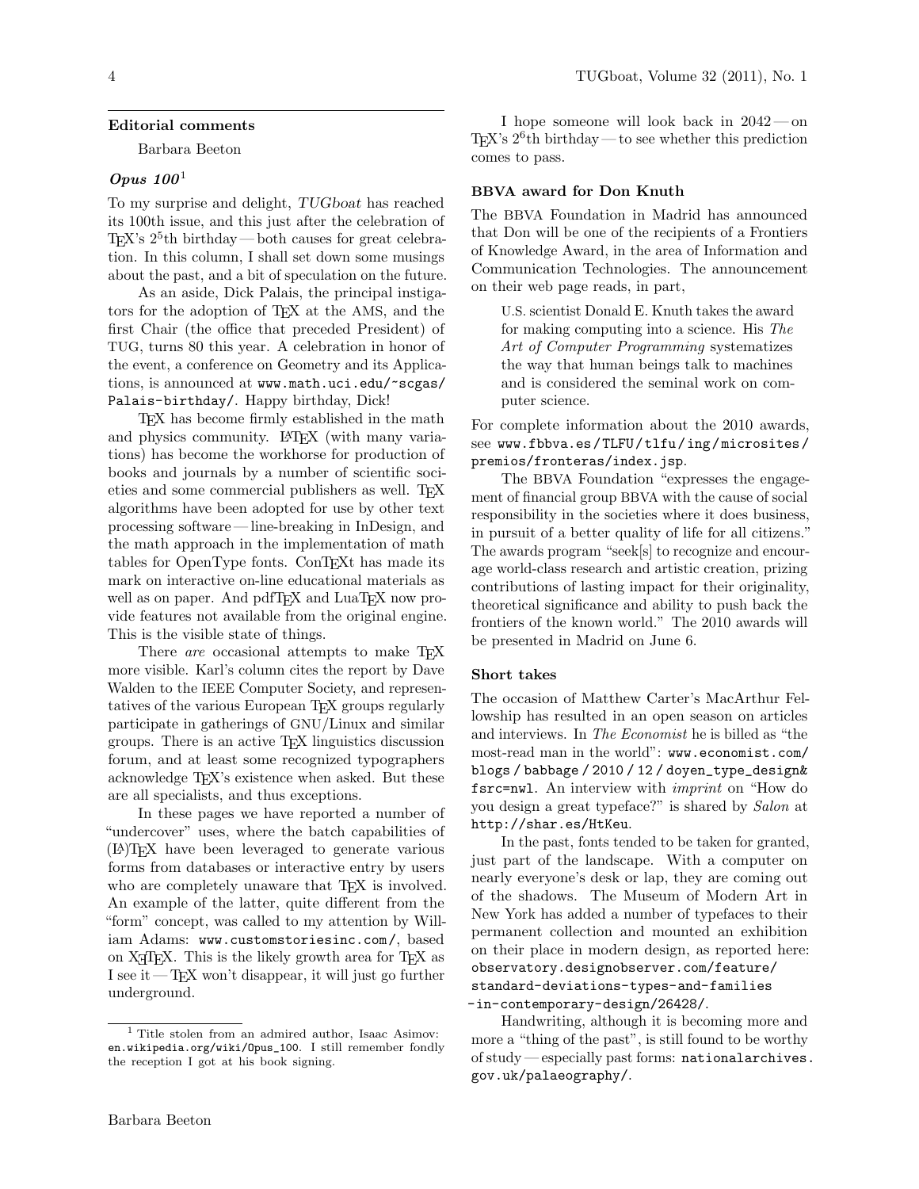## Editorial comments

Barbara Beeton

### *Opus 100*[1]

To my surprise and delight, *TUGboat* has reached its 100th issue, and this just after the celebration of TEX's $2^5$th birthday — both causes for great celebration. In this column, I shall set down some musings about the past, and a bit of speculation on the future.

As an aside, Dick Palais, the principal instigators for the adoption of TEX at the AMS, and the first Chair (the office that preceded President) of TUG, turns 80 this year. A celebration in honor of the event, a conference on Geometry and its Applications, is announced at www.math.uci.edu/~scgas/Palais-birthday/. Happy birthday, Dick!

TEX has become firmly established in the math and physics community. LATEX (with many variations) has become the workhorse for production of books and journals by a number of scientific societies and some commercial publishers as well. TEX algorithms have been adopted for use by other text processing software — line-breaking in InDesign, and the math approach in the implementation of math tables for OpenType fonts. ConTEXt has made its mark on interactive on-line educational materials as well as on paper. And pdfTEX and LuaTEX now provide features not available from the original engine. This is the visible state of things.

There *are* occasional attempts to make TEX more visible. Karl's column cites the report by Dave Walden to the IEEE Computer Society, and representatives of the various European TEX groups regularly participate in gatherings of GNU/Linux and similar groups. There is an active TEX linguistics discussion forum, and at least some recognized typographers acknowledge TEX's existence when asked. But these are all specialists, and thus exceptions.

In these pages we have reported a number of "undercover" uses, where the batch capabilities of (LA)TEX have been leveraged to generate various forms from databases or interactive entry by users who are completely unaware that TEX is involved. An example of the latter, quite different from the "form" concept, was called to my attention by William Adams: www.customstoriesinc.com/, based on XeTEX. This is the likely growth area for TEX as I see it — TEX won't disappear, it will just go further underground.

I hope someone will look back in 2042 — on TEX's $2^6$th birthday — to see whether this prediction comes to pass.

### BBVA award for Don Knuth

The BBVA Foundation in Madrid has announced that Don will be one of the recipients of a Frontiers of Knowledge Award, in the area of Information and Communication Technologies. The announcement on their web page reads, in part,

> U.S. scientist Donald E. Knuth takes the award for making computing into a science. His *The Art of Computer Programming* systematizes the way that human beings talk to machines and is considered the seminal work on computer science.

For complete information about the 2010 awards, see www.fbbva.es/TLFU/tlfu/ing/microsites/premios/fronteras/index.jsp.

The BBVA Foundation "expresses the engagement of financial group BBVA with the cause of social responsibility in the societies where it does business, in pursuit of a better quality of life for all citizens." The awards program "seek[s] to recognize and encourage world-class research and artistic creation, prizing contributions of lasting impact for their originality, theoretical significance and ability to push back the frontiers of the known world." The 2010 awards will be presented in Madrid on June 6.

### Short takes

The occasion of Matthew Carter's MacArthur Fellowship has resulted in an open season on articles and interviews. In *The Economist* he is billed as "the most-read man in the world": www.economist.com/blogs/babbage/2010/12/doyen_type_design&fsrc=nwl. An interview with *imprint* on "How do you design a great typeface?" is shared by *Salon* at http://shar.es/HtKeu.

In the past, fonts tended to be taken for granted, just part of the landscape. With a computer on nearly everyone's desk or lap, they are coming out of the shadows. The Museum of Modern Art in New York has added a number of typefaces to their permanent collection and mounted an exhibition on their place in modern design, as reported here: observatory.designobserver.com/feature/standard-deviations-types-and-families-in-contemporary-design/26428/.

Handwriting, although it is becoming more and more a "thing of the past", is still found to be worthy of study — especially past forms: nationalarchives.gov.uk/palaeography/.

[1] Title stolen from an admired author, Isaac Asimov: en.wikipedia.org/wiki/Opus_100. I still remember fondly the reception I got at his book signing.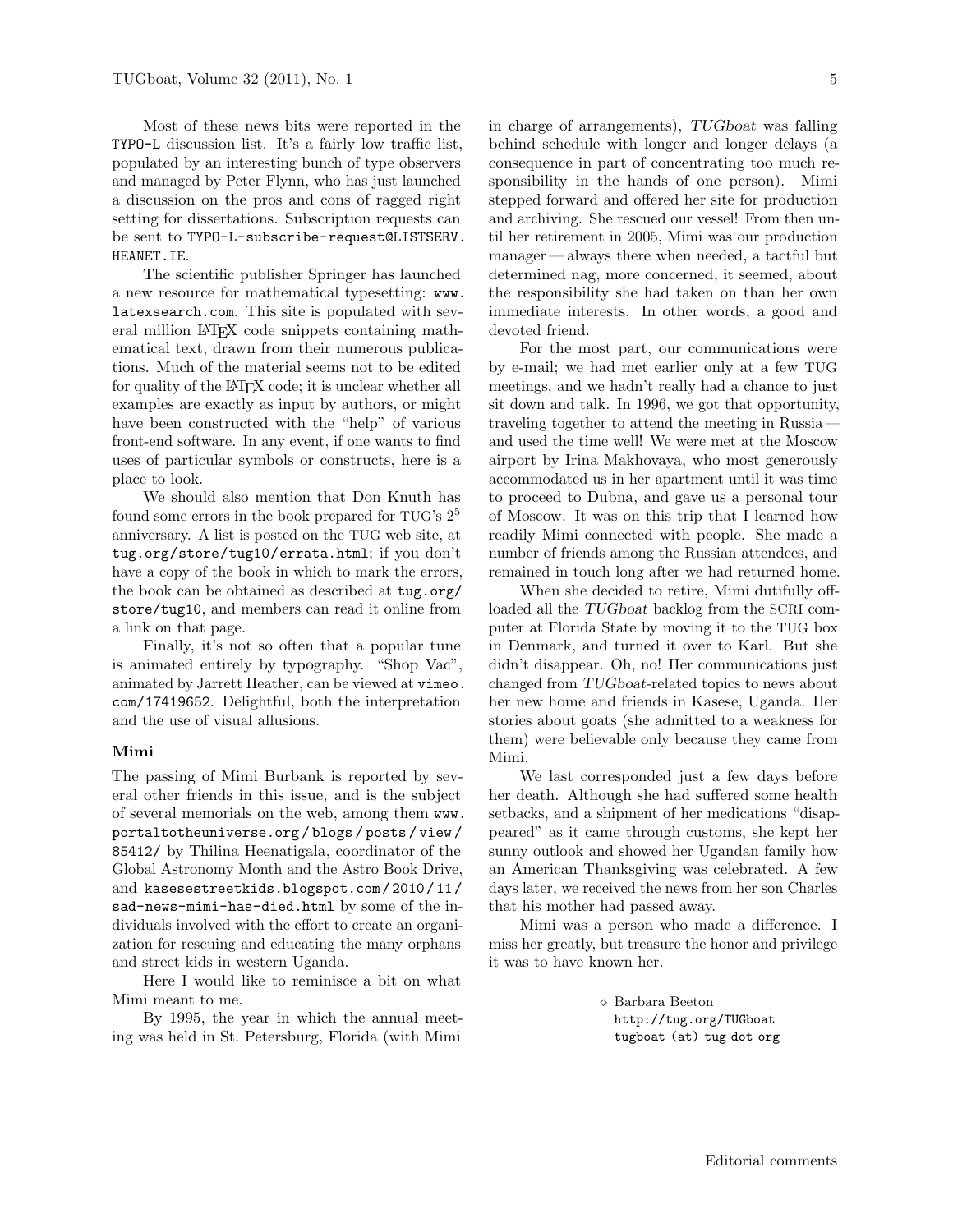Most of these news bits were reported in the TYPO-L discussion list. It's a fairly low traffic list, populated by an interesting bunch of type observers and managed by Peter Flynn, who has just launched a discussion on the pros and cons of ragged right setting for dissertations. Subscription requests can be sent to TYPO-L-subscribe-request@LISTSERV.HEANET.IE.

The scientific publisher Springer has launched a new resource for mathematical typesetting: www.latexsearch.com. This site is populated with several million LaTeX code snippets containing mathematical text, drawn from their numerous publications. Much of the material seems not to be edited for quality of the LaTeX code; it is unclear whether all examples are exactly as input by authors, or might have been constructed with the "help" of various front-end software. In any event, if one wants to find uses of particular symbols or constructs, here is a place to look.

We should also mention that Don Knuth has found some errors in the book prepared for TUG's $2^5$ anniversary. A list is posted on the TUG web site, at tug.org/store/tug10/errata.html; if you don't have a copy of the book in which to mark the errors, the book can be obtained as described at tug.org/store/tug10, and members can read it online from a link on that page.

Finally, it's not so often that a popular tune is animated entirely by typography. "Shop Vac", animated by Jarrett Heather, can be viewed at vimeo.com/17419652. Delightful, both the interpretation and the use of visual allusions.

### Mimi

The passing of Mimi Burbank is reported by several other friends in this issue, and is the subject of several memorials on the web, among them www.portaltotheuniverse.org/blogs/posts/view/85412/ by Thilina Heenatigala, coordinator of the Global Astronomy Month and the Astro Book Drive, and kasesestreetkids.blogspot.com/2010/11/sad-news-mimi-has-died.html by some of the individuals involved with the effort to create an organization for rescuing and educating the many orphans and street kids in western Uganda.

Here I would like to reminisce a bit on what Mimi meant to me.

By 1995, the year in which the annual meeting was held in St. Petersburg, Florida (with Mimi in charge of arrangements), *TUGboat* was falling behind schedule with longer and longer delays (a consequence in part of concentrating too much responsibility in the hands of one person). Mimi stepped forward and offered her site for production and archiving. She rescued our vessel! From then until her retirement in 2005, Mimi was our production manager — always there when needed, a tactful but determined nag, more concerned, it seemed, about the responsibility she had taken on than her own immediate interests. In other words, a good and devoted friend.

For the most part, our communications were by e-mail; we had met earlier only at a few TUG meetings, and we hadn't really had a chance to just sit down and talk. In 1996, we got that opportunity, traveling together to attend the meeting in Russia — and used the time well! We were met at the Moscow airport by Irina Makhovaya, who most generously accommodated us in her apartment until it was time to proceed to Dubna, and gave us a personal tour of Moscow. It was on this trip that I learned how readily Mimi connected with people. She made a number of friends among the Russian attendees, and remained in touch long after we had returned home.

When she decided to retire, Mimi dutifully offloaded all the *TUGboat* backlog from the SCRI computer at Florida State by moving it to the TUG box in Denmark, and turned it over to Karl. But she didn't disappear. Oh, no! Her communications just changed from *TUGboat*-related topics to news about her new home and friends in Kasese, Uganda. Her stories about goats (she admitted to a weakness for them) were believable only because they came from Mimi.

We last corresponded just a few days before her death. Although she had suffered some health setbacks, and a shipment of her medications "disappeared" as it came through customs, she kept her sunny outlook and showed her Ugandan family how an American Thanksgiving was celebrated. A few days later, we received the news from her son Charles that his mother had passed away.

Mimi was a person who made a difference. I miss her greatly, but treasure the honor and privilege it was to have known her.

◇ Barbara Beeton
http://tug.org/TUGboat
tugboat (at) tug dot org